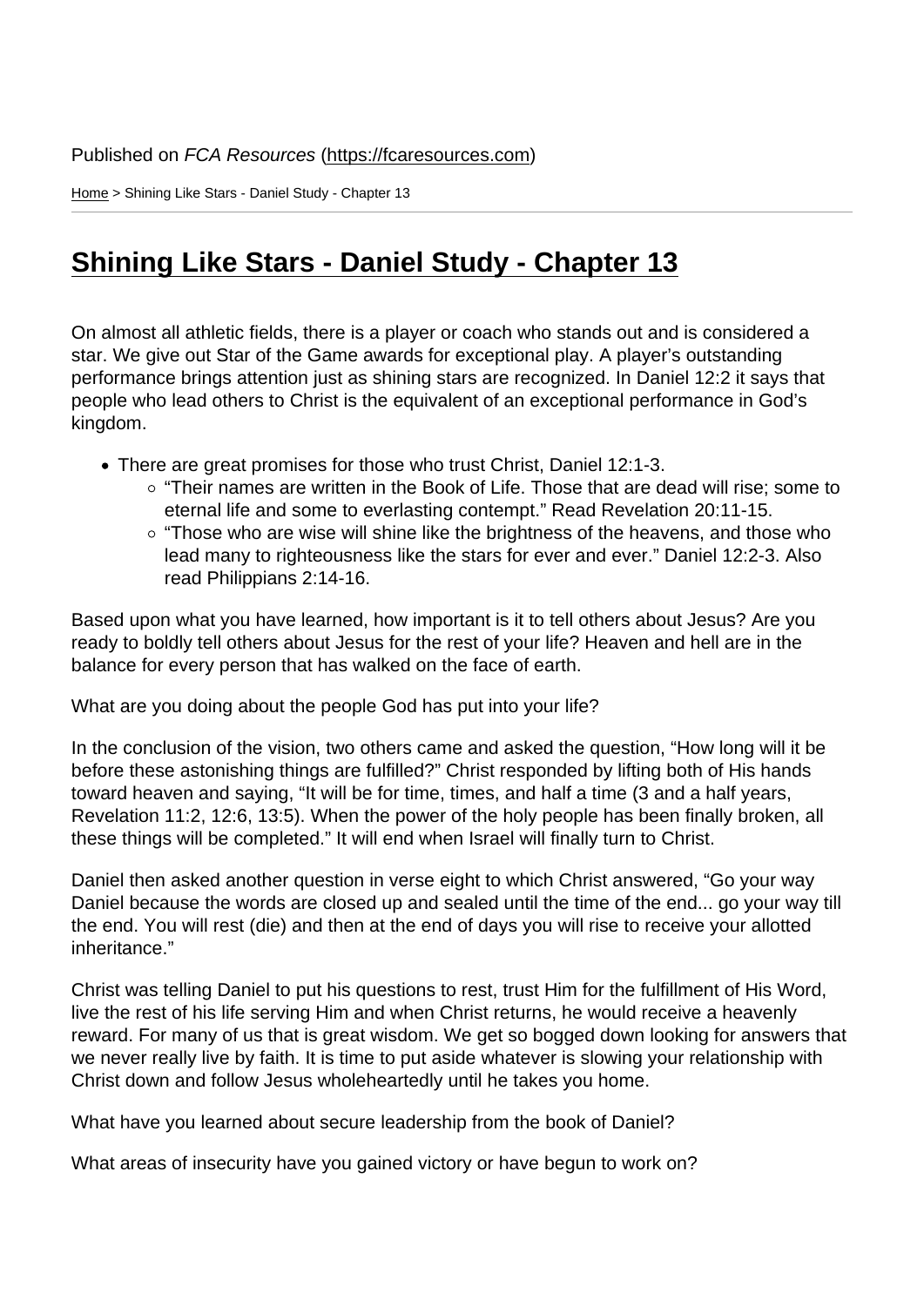Published on *FCA Resources* (https://fcaresources.com)

Home > Shining Like Stars - Daniel Study - Chapter 13

# Shining Like Stars - Daniel Study - Chapter 13

On almost all athletic fields, there is a player or coach who stands out and is considered a star. We give out Star of the Game awards for exceptional play. A player's outstanding performance brings attention just as shining stars are recognized. In Daniel 12:2 it says that people who lead others to Christ is the equivalent of an exceptional performance in God's kingdom.

- There are great promises for those who trust Christ, Daniel 12:1-3.
  - "Their names are written in the Book of Life. Those that are dead will rise; some to eternal life and some to everlasting contempt." Read Revelation 20:11-15.
  - "Those who are wise will shine like the brightness of the heavens, and those who lead many to righteousness like the stars for ever and ever." Daniel 12:2-3. Also read Philippians 2:14-16.

Based upon what you have learned, how important is it to tell others about Jesus? Are you ready to boldly tell others about Jesus for the rest of your life? Heaven and hell are in the balance for every person that has walked on the face of earth.

What are you doing about the people God has put into your life?

In the conclusion of the vision, two others came and asked the question, "How long will it be before these astonishing things are fulfilled?" Christ responded by lifting both of His hands toward heaven and saying, "It will be for time, times, and half a time (3 and a half years, Revelation 11:2, 12:6, 13:5). When the power of the holy people has been finally broken, all these things will be completed." It will end when Israel will finally turn to Christ.

Daniel then asked another question in verse eight to which Christ answered, "Go your way Daniel because the words are closed up and sealed until the time of the end... go your way till the end. You will rest (die) and then at the end of days you will rise to receive your allotted inheritance."

Christ was telling Daniel to put his questions to rest, trust Him for the fulfillment of His Word, live the rest of his life serving Him and when Christ returns, he would receive a heavenly reward. For many of us that is great wisdom. We get so bogged down looking for answers that we never really live by faith. It is time to put aside whatever is slowing your relationship with Christ down and follow Jesus wholeheartedly until he takes you home.

What have you learned about secure leadership from the book of Daniel?

What areas of insecurity have you gained victory or have begun to work on?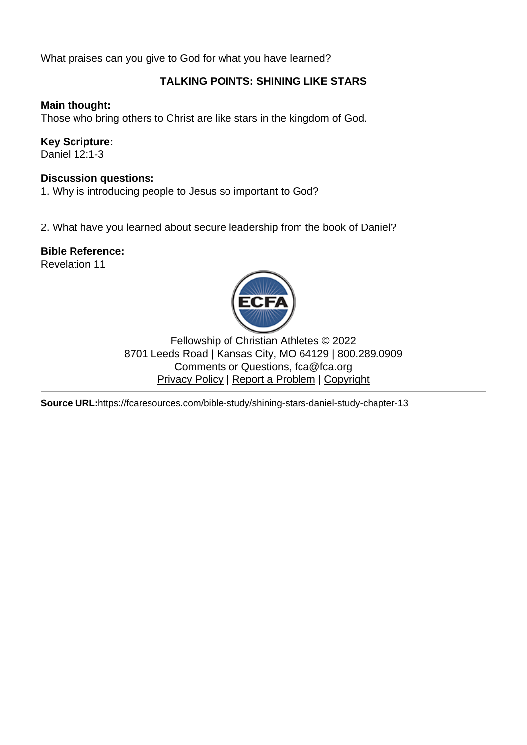What praises can you give to God for what you have learned?

## TALKING POINTS: SHINING LIKE STARS

**Main thought:**
Those who bring others to Christ are like stars in the kingdom of God.

**Key Scripture:**
Daniel 12:1-3

**Discussion questions:**
1. Why is introducing people to Jesus so important to God?

2. What have you learned about secure leadership from the book of Daniel?

**Bible Reference:**
Revelation 11

Fellowship of Christian Athletes © 2022
8701 Leeds Road | Kansas City, MO 64129 | 800.289.0909
Comments or Questions, fca@fca.org
Privacy Policy | Report a Problem | Copyright

---

**Source URL:**https://fcaresources.com/bible-study/shining-stars-daniel-study-chapter-13